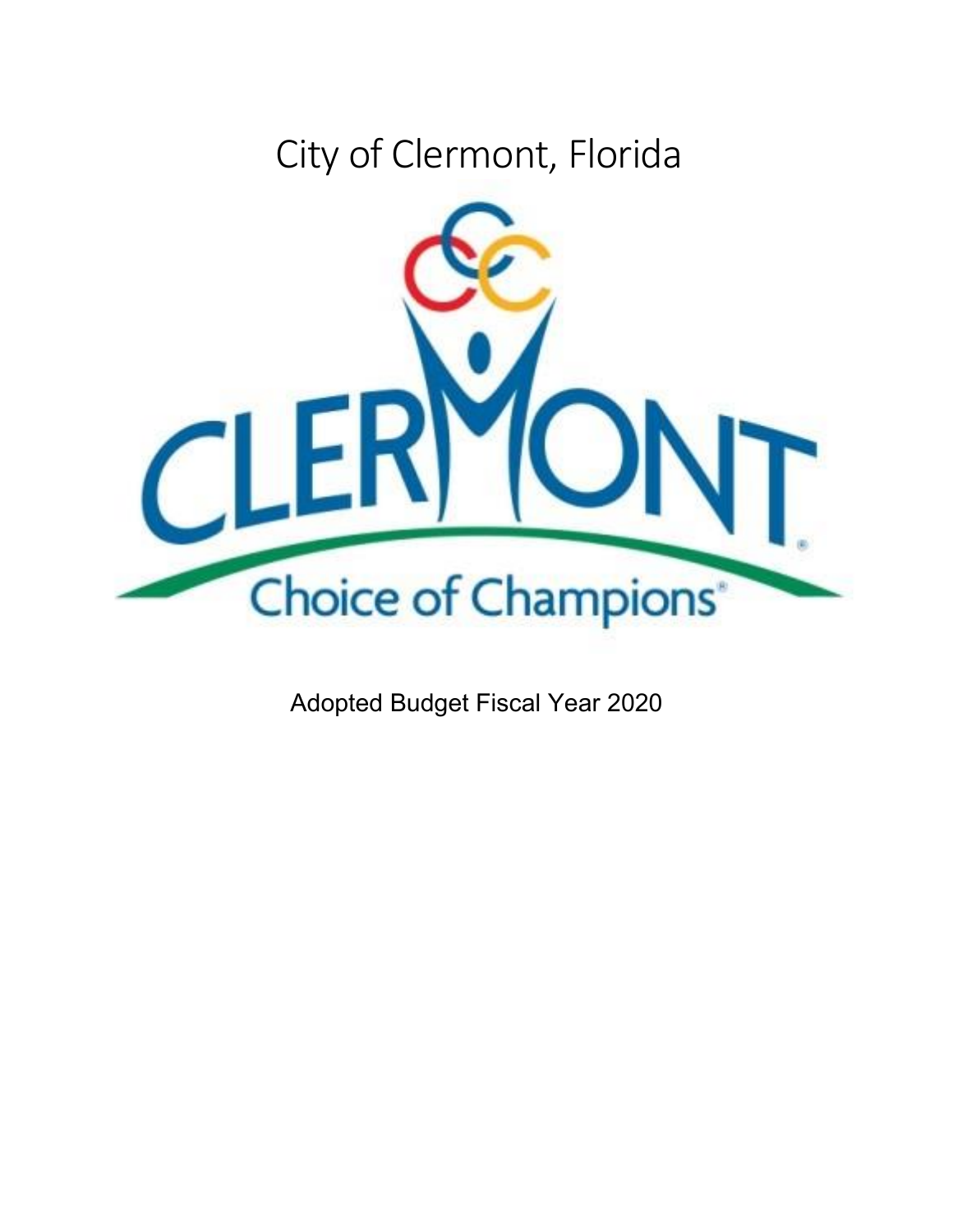# City of Clermont, Florida

CLERMONT

Choice of Champions®

Adopted Budget Fiscal Year 2020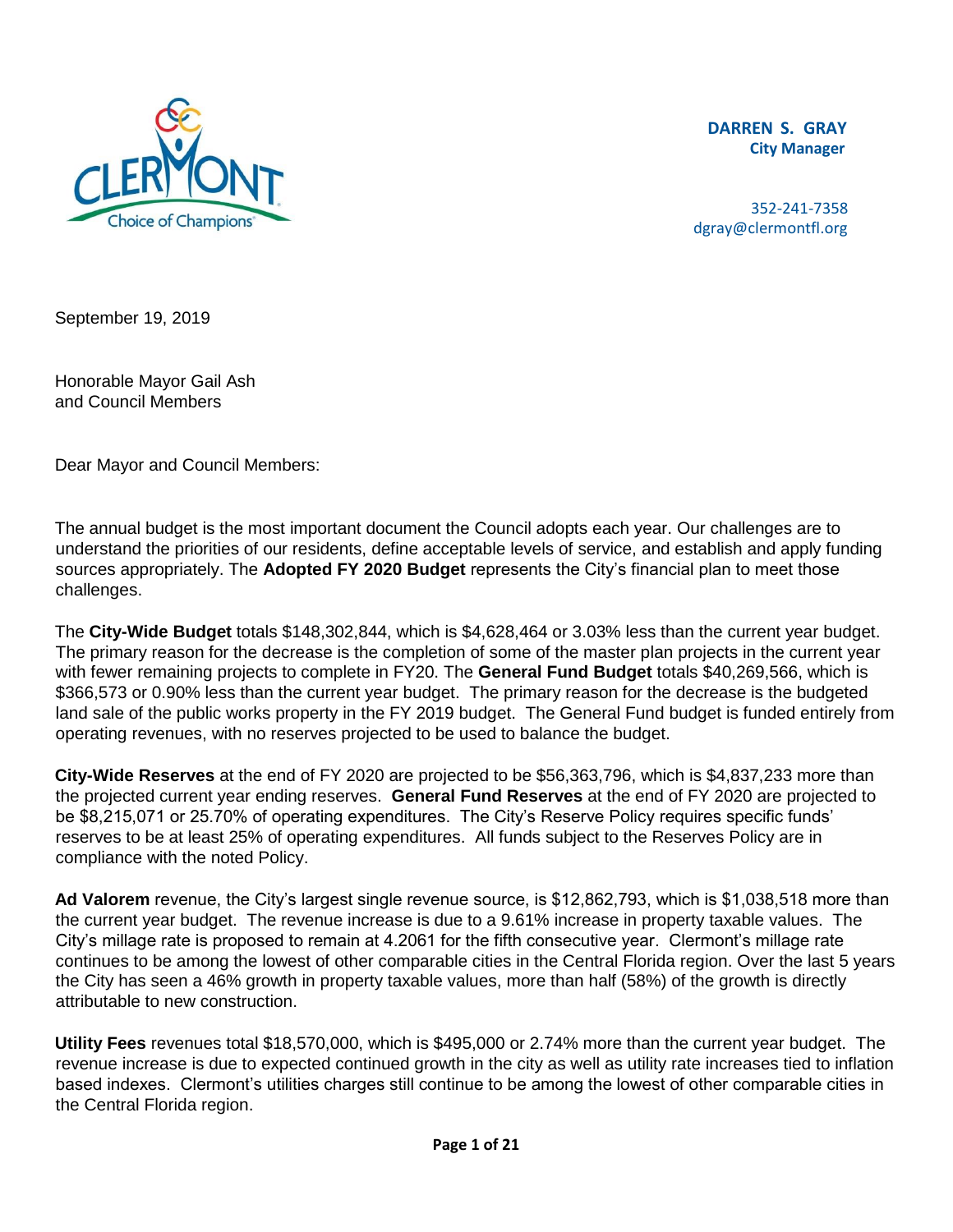**DARREN S. GRAY**
**City Manager**

352-241-7358
dgray@clermontfl.org

September 19, 2019

Honorable Mayor Gail Ash
and Council Members

Dear Mayor and Council Members:

The annual budget is the most important document the Council adopts each year. Our challenges are to understand the priorities of our residents, define acceptable levels of service, and establish and apply funding sources appropriately. The **Adopted FY 2020 Budget** represents the City's financial plan to meet those challenges.

The **City-Wide Budget** totals $148,302,844, which is $4,628,464 or 3.03% less than the current year budget. The primary reason for the decrease is the completion of some of the master plan projects in the current year with fewer remaining projects to complete in FY20. The **General Fund Budget** totals $40,269,566, which is $366,573 or 0.90% less than the current year budget. The primary reason for the decrease is the budgeted land sale of the public works property in the FY 2019 budget. The General Fund budget is funded entirely from operating revenues, with no reserves projected to be used to balance the budget.

**City-Wide Reserves** at the end of FY 2020 are projected to be $56,363,796, which is $4,837,233 more than the projected current year ending reserves. **General Fund Reserves** at the end of FY 2020 are projected to be $8,215,071 or 25.70% of operating expenditures. The City's Reserve Policy requires specific funds' reserves to be at least 25% of operating expenditures. All funds subject to the Reserves Policy are in compliance with the noted Policy.

**Ad Valorem** revenue, the City's largest single revenue source, is $12,862,793, which is $1,038,518 more than the current year budget. The revenue increase is due to a 9.61% increase in property taxable values. The City's millage rate is proposed to remain at 4.2061 for the fifth consecutive year. Clermont's millage rate continues to be among the lowest of other comparable cities in the Central Florida region. Over the last 5 years the City has seen a 46% growth in property taxable values, more than half (58%) of the growth is directly attributable to new construction.

**Utility Fees** revenues total $18,570,000, which is $495,000 or 2.74% more than the current year budget. The revenue increase is due to expected continued growth in the city as well as utility rate increases tied to inflation based indexes. Clermont's utilities charges still continue to be among the lowest of other comparable cities in the Central Florida region.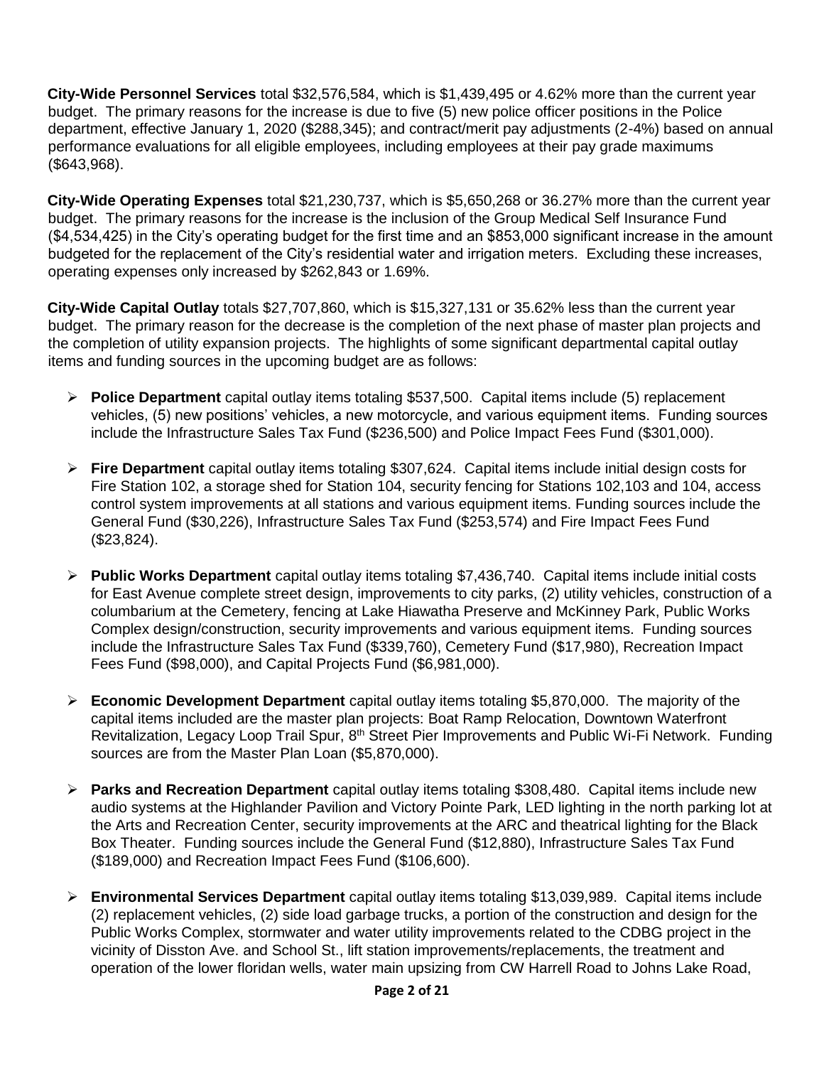**City-Wide Personnel Services** total $32,576,584, which is $1,439,495 or 4.62% more than the current year budget. The primary reasons for the increase is due to five (5) new police officer positions in the Police department, effective January 1, 2020 ($288,345); and contract/merit pay adjustments (2-4%) based on annual performance evaluations for all eligible employees, including employees at their pay grade maximums ($643,968).

**City-Wide Operating Expenses** total $21,230,737, which is $5,650,268 or 36.27% more than the current year budget. The primary reasons for the increase is the inclusion of the Group Medical Self Insurance Fund ($4,534,425) in the City's operating budget for the first time and an $853,000 significant increase in the amount budgeted for the replacement of the City's residential water and irrigation meters. Excluding these increases, operating expenses only increased by $262,843 or 1.69%.

**City-Wide Capital Outlay** totals $27,707,860, which is $15,327,131 or 35.62% less than the current year budget. The primary reason for the decrease is the completion of the next phase of master plan projects and the completion of utility expansion projects. The highlights of some significant departmental capital outlay items and funding sources in the upcoming budget are as follows:

- **Police Department** capital outlay items totaling $537,500. Capital items include (5) replacement vehicles, (5) new positions' vehicles, a new motorcycle, and various equipment items. Funding sources include the Infrastructure Sales Tax Fund ($236,500) and Police Impact Fees Fund ($301,000).
- **Fire Department** capital outlay items totaling $307,624. Capital items include initial design costs for Fire Station 102, a storage shed for Station 104, security fencing for Stations 102,103 and 104, access control system improvements at all stations and various equipment items. Funding sources include the General Fund ($30,226), Infrastructure Sales Tax Fund ($253,574) and Fire Impact Fees Fund ($23,824).
- **Public Works Department** capital outlay items totaling $7,436,740. Capital items include initial costs for East Avenue complete street design, improvements to city parks, (2) utility vehicles, construction of a columbarium at the Cemetery, fencing at Lake Hiawatha Preserve and McKinney Park, Public Works Complex design/construction, security improvements and various equipment items. Funding sources include the Infrastructure Sales Tax Fund ($339,760), Cemetery Fund ($17,980), Recreation Impact Fees Fund ($98,000), and Capital Projects Fund ($6,981,000).
- **Economic Development Department** capital outlay items totaling $5,870,000. The majority of the capital items included are the master plan projects: Boat Ramp Relocation, Downtown Waterfront Revitalization, Legacy Loop Trail Spur, 8th Street Pier Improvements and Public Wi-Fi Network. Funding sources are from the Master Plan Loan ($5,870,000).
- **Parks and Recreation Department** capital outlay items totaling $308,480. Capital items include new audio systems at the Highlander Pavilion and Victory Pointe Park, LED lighting in the north parking lot at the Arts and Recreation Center, security improvements at the ARC and theatrical lighting for the Black Box Theater. Funding sources include the General Fund ($12,880), Infrastructure Sales Tax Fund ($189,000) and Recreation Impact Fees Fund ($106,600).
- **Environmental Services Department** capital outlay items totaling $13,039,989. Capital items include (2) replacement vehicles, (2) side load garbage trucks, a portion of the construction and design for the Public Works Complex, stormwater and water utility improvements related to the CDBG project in the vicinity of Disston Ave. and School St., lift station improvements/replacements, the treatment and operation of the lower floridan wells, water main upsizing from CW Harrell Road to Johns Lake Road,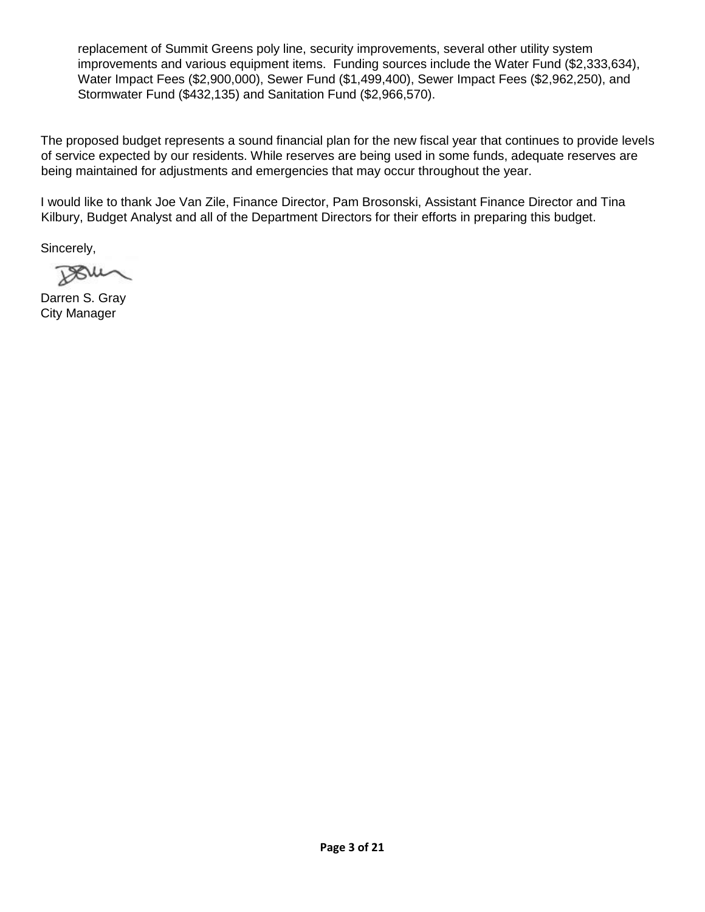replacement of Summit Greens poly line, security improvements, several other utility system improvements and various equipment items. Funding sources include the Water Fund ($2,333,634), Water Impact Fees ($2,900,000), Sewer Fund ($1,499,400), Sewer Impact Fees ($2,962,250), and Stormwater Fund ($432,135) and Sanitation Fund ($2,966,570).

The proposed budget represents a sound financial plan for the new fiscal year that continues to provide levels of service expected by our residents. While reserves are being used in some funds, adequate reserves are being maintained for adjustments and emergencies that may occur throughout the year.

I would like to thank Joe Van Zile, Finance Director, Pam Brosonski, Assistant Finance Director and Tina Kilbury, Budget Analyst and all of the Department Directors for their efforts in preparing this budget.

Sincerely,

Darren S. Gray
City Manager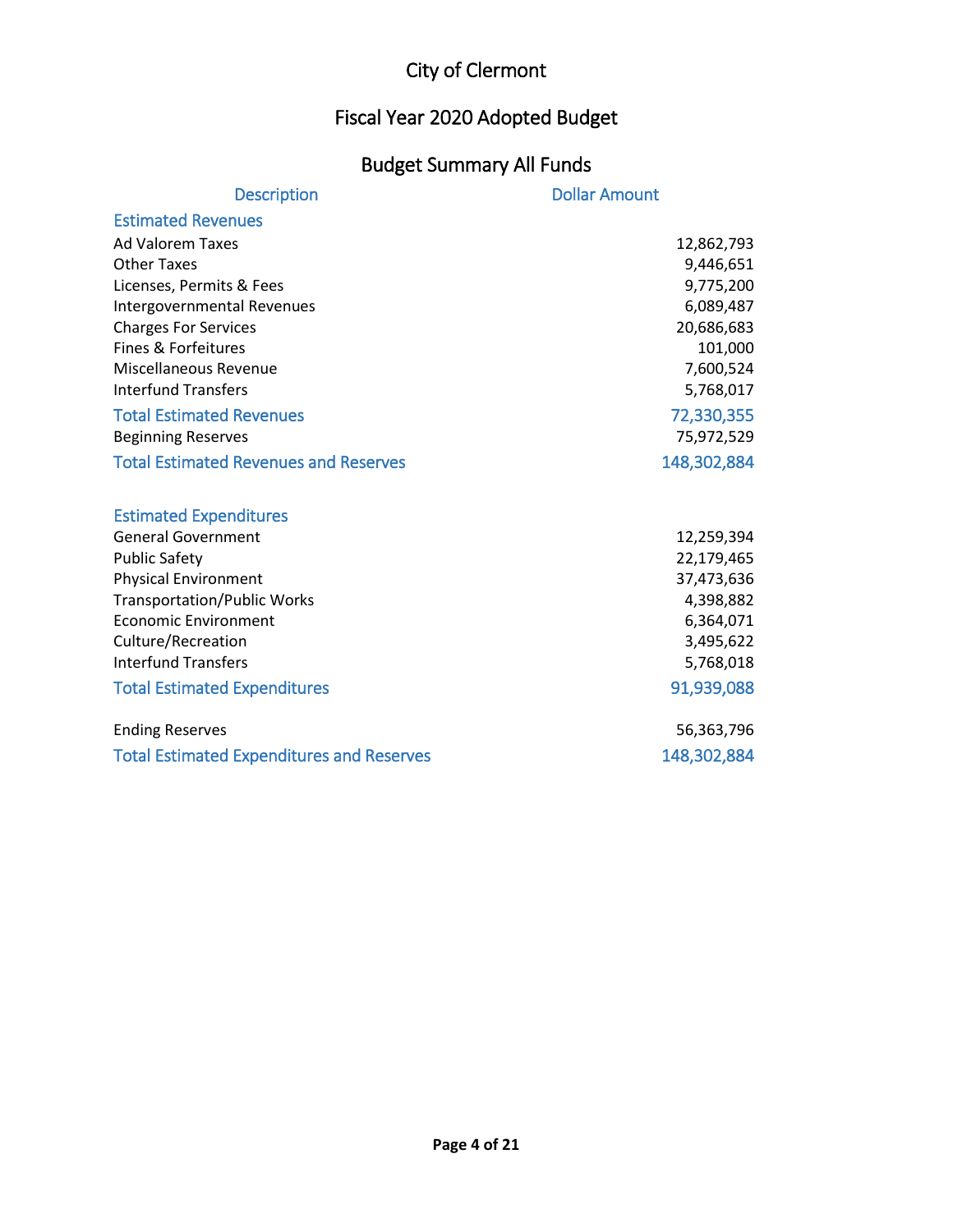# City of Clermont

## Fiscal Year 2020 Adopted Budget

## Budget Summary All Funds

| Description | Dollar Amount |
|---|---|
| **Estimated Revenues** | |
| Ad Valorem Taxes | 12,862,793 |
| Other Taxes | 9,446,651 |
| Licenses, Permits & Fees | 9,775,200 |
| Intergovernmental Revenues | 6,089,487 |
| Charges For Services | 20,686,683 |
| Fines & Forfeitures | 101,000 |
| Miscellaneous Revenue | 7,600,524 |
| Interfund Transfers | 5,768,017 |
| **Total Estimated Revenues** | **72,330,355** |
| Beginning Reserves | 75,972,529 |
| **Total Estimated Revenues and Reserves** | **148,302,884** |
| | |
| **Estimated Expenditures** | |
| General Government | 12,259,394 |
| Public Safety | 22,179,465 |
| Physical Environment | 37,473,636 |
| Transportation/Public Works | 4,398,882 |
| Economic Environment | 6,364,071 |
| Culture/Recreation | 3,495,622 |
| Interfund Transfers | 5,768,018 |
| **Total Estimated Expenditures** | **91,939,088** |
| | |
| Ending Reserves | 56,363,796 |
| **Total Estimated Expenditures and Reserves** | **148,302,884** |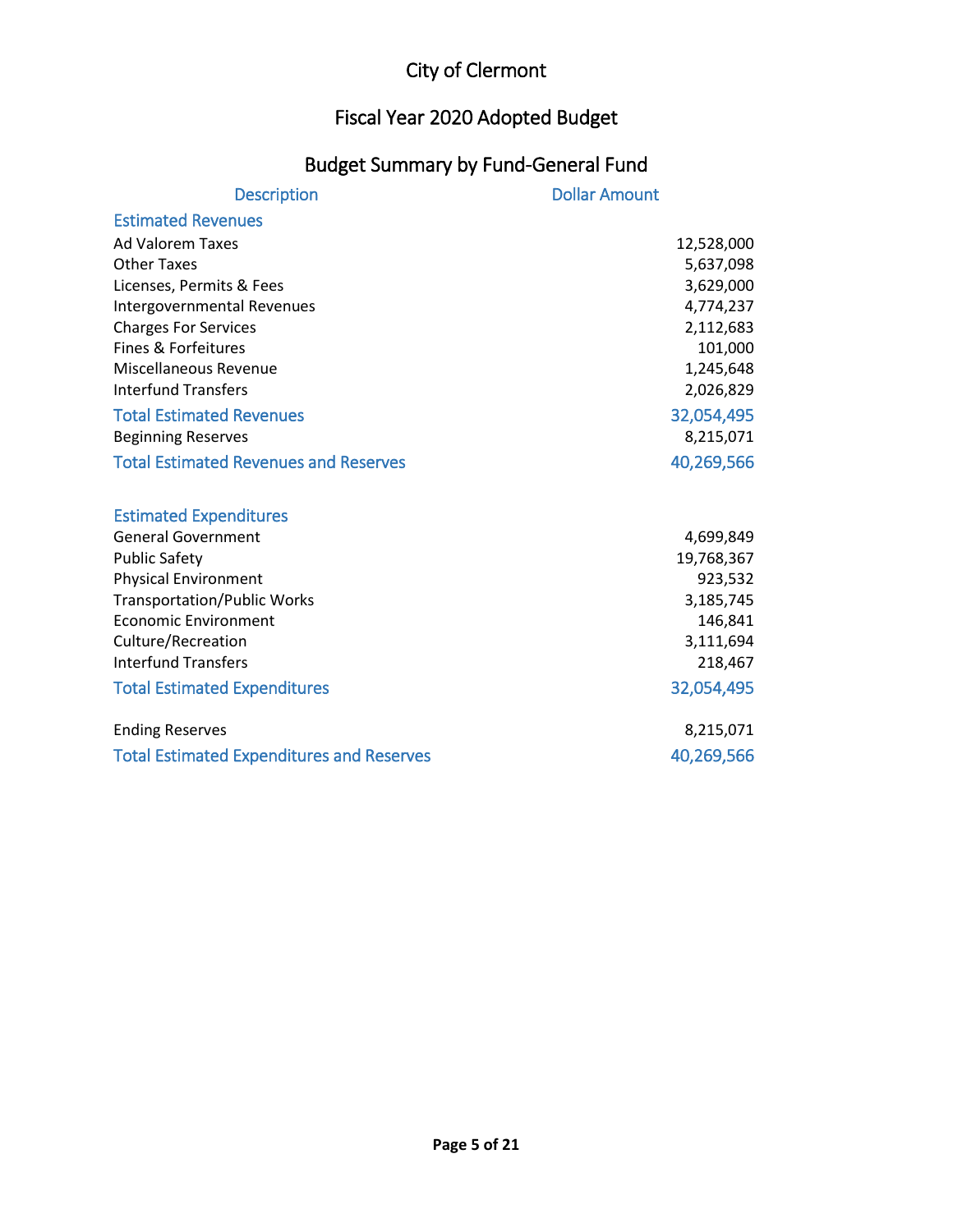# City of Clermont

## Fiscal Year 2020 Adopted Budget

### Budget Summary by Fund-General Fund

| Description | Dollar Amount |
|---|---|
| **Estimated Revenues** | |
| Ad Valorem Taxes | 12,528,000 |
| Other Taxes | 5,637,098 |
| Licenses, Permits & Fees | 3,629,000 |
| Intergovernmental Revenues | 4,774,237 |
| Charges For Services | 2,112,683 |
| Fines & Forfeitures | 101,000 |
| Miscellaneous Revenue | 1,245,648 |
| Interfund Transfers | 2,026,829 |
| **Total Estimated Revenues** | **32,054,495** |
| Beginning Reserves | 8,215,071 |
| **Total Estimated Revenues and Reserves** | **40,269,566** |
| | |
| **Estimated Expenditures** | |
| General Government | 4,699,849 |
| Public Safety | 19,768,367 |
| Physical Environment | 923,532 |
| Transportation/Public Works | 3,185,745 |
| Economic Environment | 146,841 |
| Culture/Recreation | 3,111,694 |
| Interfund Transfers | 218,467 |
| **Total Estimated Expenditures** | **32,054,495** |
| | |
| Ending Reserves | 8,215,071 |
| **Total Estimated Expenditures and Reserves** | **40,269,566** |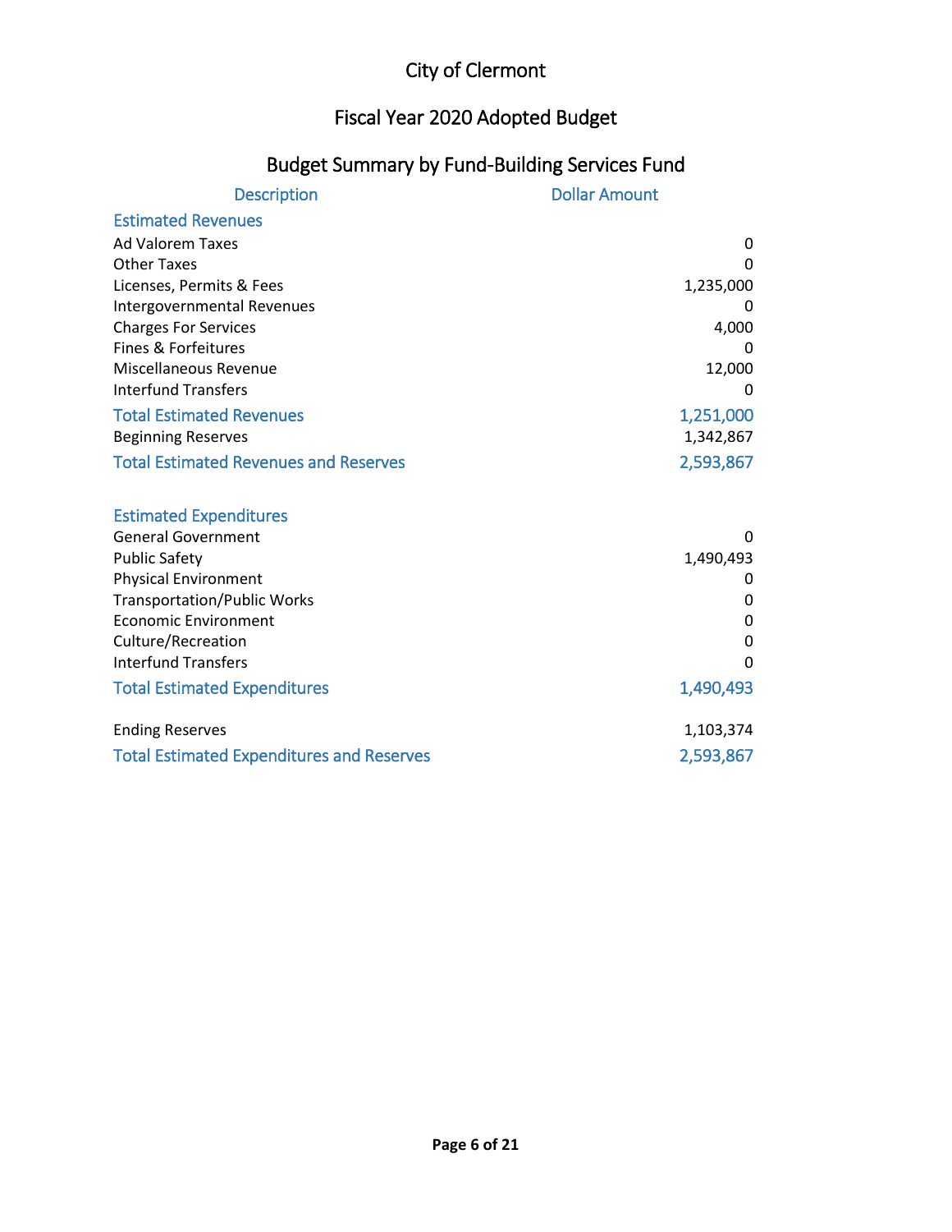# City of Clermont

## Fiscal Year 2020 Adopted Budget

### Budget Summary by Fund-Building Services Fund

| Description | Dollar Amount |
|---|---|
| **Estimated Revenues** | |
| Ad Valorem Taxes | 0 |
| Other Taxes | 0 |
| Licenses, Permits & Fees | 1,235,000 |
| Intergovernmental Revenues | 0 |
| Charges For Services | 4,000 |
| Fines & Forfeitures | 0 |
| Miscellaneous Revenue | 12,000 |
| Interfund Transfers | 0 |
| **Total Estimated Revenues** | **1,251,000** |
| Beginning Reserves | 1,342,867 |
| **Total Estimated Revenues and Reserves** | **2,593,867** |
| | |
| **Estimated Expenditures** | |
| General Government | 0 |
| Public Safety | 1,490,493 |
| Physical Environment | 0 |
| Transportation/Public Works | 0 |
| Economic Environment | 0 |
| Culture/Recreation | 0 |
| Interfund Transfers | 0 |
| **Total Estimated Expenditures** | **1,490,493** |
| | |
| Ending Reserves | 1,103,374 |
| **Total Estimated Expenditures and Reserves** | **2,593,867** |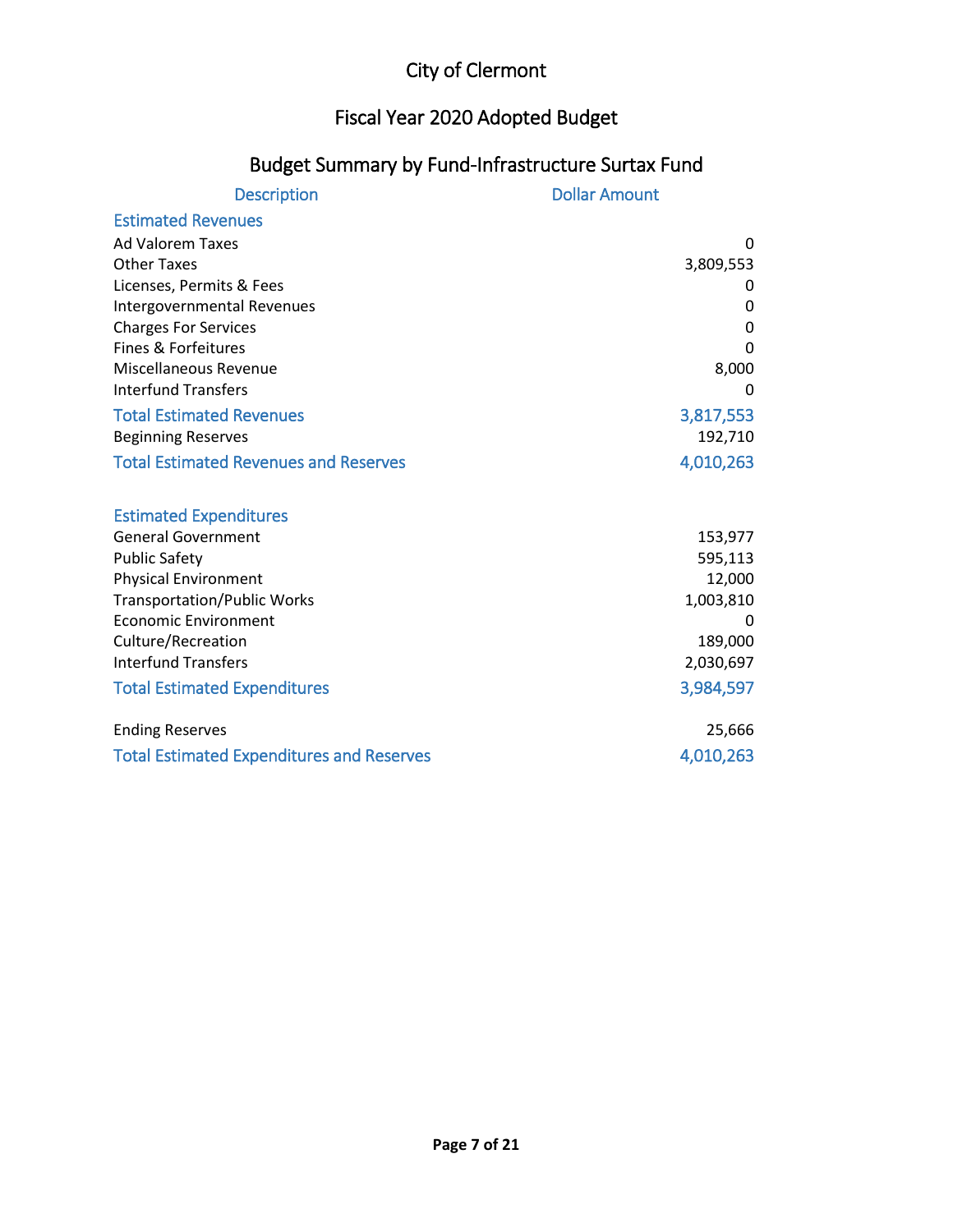# City of Clermont

## Fiscal Year 2020 Adopted Budget

### Budget Summary by Fund-Infrastructure Surtax Fund

| Description | Dollar Amount |
|---|---|
| **Estimated Revenues** | |
| Ad Valorem Taxes | 0 |
| Other Taxes | 3,809,553 |
| Licenses, Permits & Fees | 0 |
| Intergovernmental Revenues | 0 |
| Charges For Services | 0 |
| Fines & Forfeitures | 0 |
| Miscellaneous Revenue | 8,000 |
| Interfund Transfers | 0 |
| **Total Estimated Revenues** | **3,817,553** |
| Beginning Reserves | 192,710 |
| **Total Estimated Revenues and Reserves** | **4,010,263** |
| | |
| **Estimated Expenditures** | |
| General Government | 153,977 |
| Public Safety | 595,113 |
| Physical Environment | 12,000 |
| Transportation/Public Works | 1,003,810 |
| Economic Environment | 0 |
| Culture/Recreation | 189,000 |
| Interfund Transfers | 2,030,697 |
| **Total Estimated Expenditures** | **3,984,597** |
| | |
| Ending Reserves | 25,666 |
| **Total Estimated Expenditures and Reserves** | **4,010,263** |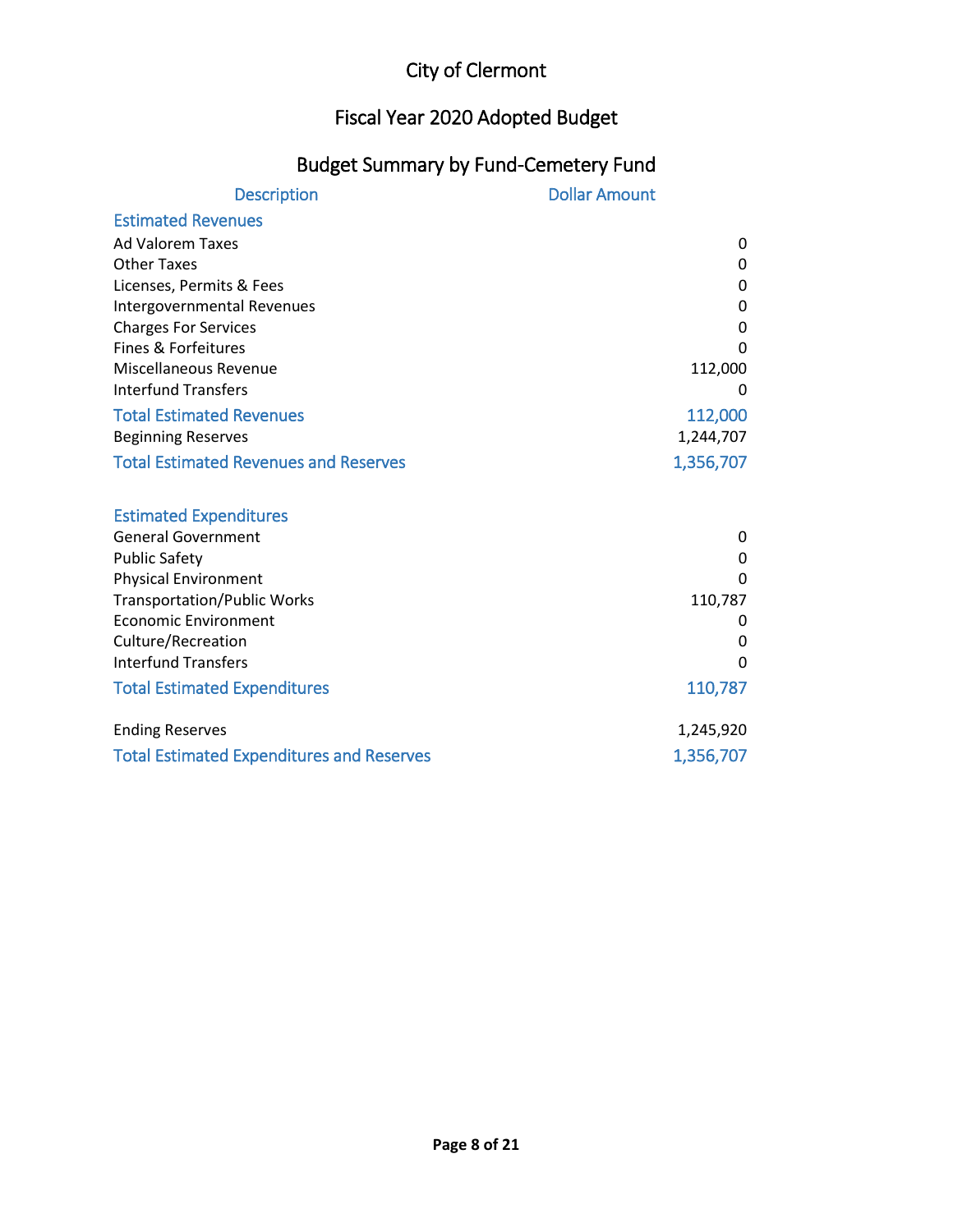# City of Clermont

## Fiscal Year 2020 Adopted Budget

### Budget Summary by Fund-Cemetery Fund

| Description | Dollar Amount |
|---|---|
| **Estimated Revenues** | |
| Ad Valorem Taxes | 0 |
| Other Taxes | 0 |
| Licenses, Permits & Fees | 0 |
| Intergovernmental Revenues | 0 |
| Charges For Services | 0 |
| Fines & Forfeitures | 0 |
| Miscellaneous Revenue | 112,000 |
| Interfund Transfers | 0 |
| **Total Estimated Revenues** | **112,000** |
| Beginning Reserves | 1,244,707 |
| **Total Estimated Revenues and Reserves** | **1,356,707** |
| | |
| **Estimated Expenditures** | |
| General Government | 0 |
| Public Safety | 0 |
| Physical Environment | 0 |
| Transportation/Public Works | 110,787 |
| Economic Environment | 0 |
| Culture/Recreation | 0 |
| Interfund Transfers | 0 |
| **Total Estimated Expenditures** | **110,787** |
| | |
| Ending Reserves | 1,245,920 |
| **Total Estimated Expenditures and Reserves** | **1,356,707** |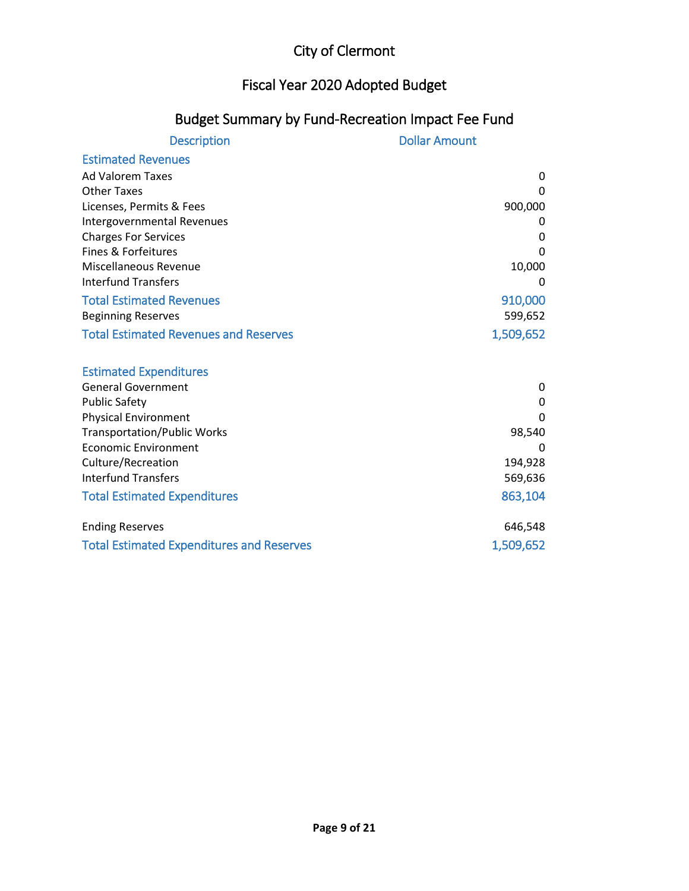# City of Clermont

## Fiscal Year 2020 Adopted Budget

### Budget Summary by Fund-Recreation Impact Fee Fund

| Description | Dollar Amount |
|---|---|
| **Estimated Revenues** | |
| Ad Valorem Taxes | 0 |
| Other Taxes | 0 |
| Licenses, Permits & Fees | 900,000 |
| Intergovernmental Revenues | 0 |
| Charges For Services | 0 |
| Fines & Forfeitures | 0 |
| Miscellaneous Revenue | 10,000 |
| Interfund Transfers | 0 |
| **Total Estimated Revenues** | **910,000** |
| Beginning Reserves | 599,652 |
| **Total Estimated Revenues and Reserves** | **1,509,652** |
| | |
| **Estimated Expenditures** | |
| General Government | 0 |
| Public Safety | 0 |
| Physical Environment | 0 |
| Transportation/Public Works | 98,540 |
| Economic Environment | 0 |
| Culture/Recreation | 194,928 |
| Interfund Transfers | 569,636 |
| **Total Estimated Expenditures** | **863,104** |
| | |
| Ending Reserves | 646,548 |
| **Total Estimated Expenditures and Reserves** | **1,509,652** |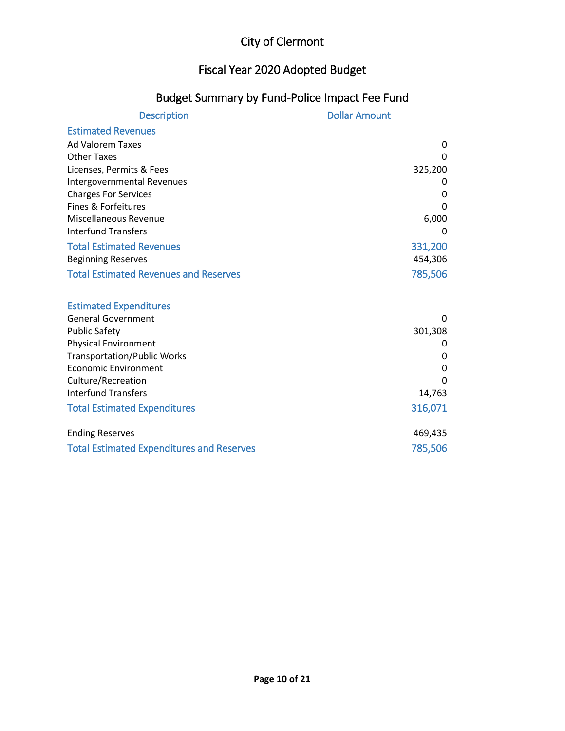# City of Clermont

## Fiscal Year 2020 Adopted Budget

### Budget Summary by Fund-Police Impact Fee Fund

| Description | Dollar Amount |
|---|---|
| **Estimated Revenues** | |
| Ad Valorem Taxes | 0 |
| Other Taxes | 0 |
| Licenses, Permits & Fees | 325,200 |
| Intergovernmental Revenues | 0 |
| Charges For Services | 0 |
| Fines & Forfeitures | 0 |
| Miscellaneous Revenue | 6,000 |
| Interfund Transfers | 0 |
| **Total Estimated Revenues** | **331,200** |
| Beginning Reserves | 454,306 |
| **Total Estimated Revenues and Reserves** | **785,506** |
| | |
| **Estimated Expenditures** | |
| General Government | 0 |
| Public Safety | 301,308 |
| Physical Environment | 0 |
| Transportation/Public Works | 0 |
| Economic Environment | 0 |
| Culture/Recreation | 0 |
| Interfund Transfers | 14,763 |
| **Total Estimated Expenditures** | **316,071** |
| | |
| Ending Reserves | 469,435 |
| **Total Estimated Expenditures and Reserves** | **785,506** |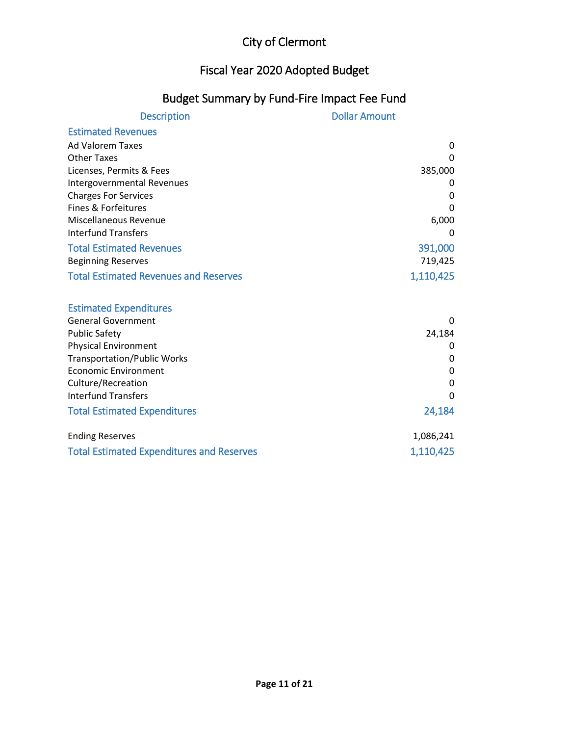# City of Clermont

## Fiscal Year 2020 Adopted Budget

### Budget Summary by Fund-Fire Impact Fee Fund

| Description | Dollar Amount |
|---|---|
| **Estimated Revenues** | |
| Ad Valorem Taxes | 0 |
| Other Taxes | 0 |
| Licenses, Permits & Fees | 385,000 |
| Intergovernmental Revenues | 0 |
| Charges For Services | 0 |
| Fines & Forfeitures | 0 |
| Miscellaneous Revenue | 6,000 |
| Interfund Transfers | 0 |
| **Total Estimated Revenues** | **391,000** |
| Beginning Reserves | 719,425 |
| **Total Estimated Revenues and Reserves** | **1,110,425** |
| | |
| **Estimated Expenditures** | |
| General Government | 0 |
| Public Safety | 24,184 |
| Physical Environment | 0 |
| Transportation/Public Works | 0 |
| Economic Environment | 0 |
| Culture/Recreation | 0 |
| Interfund Transfers | 0 |
| **Total Estimated Expenditures** | **24,184** |
| | |
| Ending Reserves | 1,086,241 |
| **Total Estimated Expenditures and Reserves** | **1,110,425** |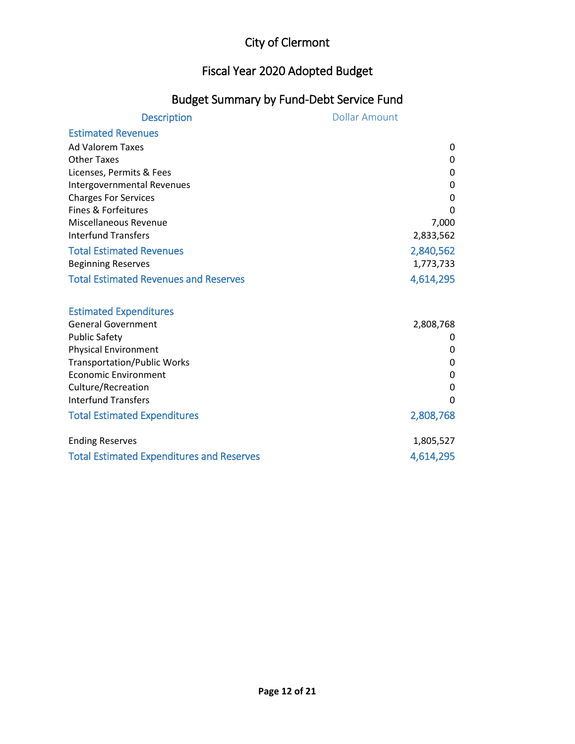# City of Clermont

## Fiscal Year 2020 Adopted Budget

### Budget Summary by Fund-Debt Service Fund

| Description | Dollar Amount |
|---|---|
| **Estimated Revenues** | |
| Ad Valorem Taxes | 0 |
| Other Taxes | 0 |
| Licenses, Permits & Fees | 0 |
| Intergovernmental Revenues | 0 |
| Charges For Services | 0 |
| Fines & Forfeitures | 0 |
| Miscellaneous Revenue | 7,000 |
| Interfund Transfers | 2,833,562 |
| **Total Estimated Revenues** | **2,840,562** |
| Beginning Reserves | 1,773,733 |
| **Total Estimated Revenues and Reserves** | **4,614,295** |
| | |
| **Estimated Expenditures** | |
| General Government | 2,808,768 |
| Public Safety | 0 |
| Physical Environment | 0 |
| Transportation/Public Works | 0 |
| Economic Environment | 0 |
| Culture/Recreation | 0 |
| Interfund Transfers | 0 |
| **Total Estimated Expenditures** | **2,808,768** |
| | |
| Ending Reserves | 1,805,527 |
| **Total Estimated Expenditures and Reserves** | **4,614,295** |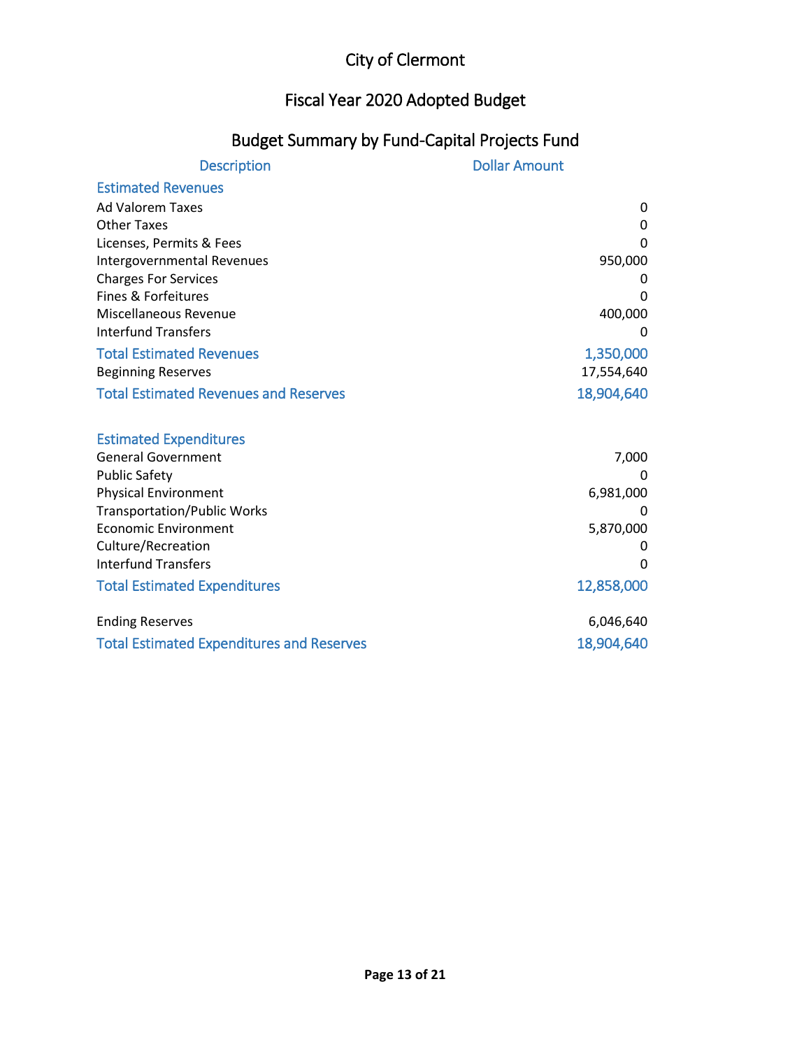# City of Clermont

## Fiscal Year 2020 Adopted Budget

### Budget Summary by Fund-Capital Projects Fund

| Description | Dollar Amount |
|---|---|
| **Estimated Revenues** | |
| Ad Valorem Taxes | 0 |
| Other Taxes | 0 |
| Licenses, Permits & Fees | 0 |
| Intergovernmental Revenues | 950,000 |
| Charges For Services | 0 |
| Fines & Forfeitures | 0 |
| Miscellaneous Revenue | 400,000 |
| Interfund Transfers | 0 |
| **Total Estimated Revenues** | **1,350,000** |
| Beginning Reserves | 17,554,640 |
| **Total Estimated Revenues and Reserves** | **18,904,640** |
| | |
| **Estimated Expenditures** | |
| General Government | 7,000 |
| Public Safety | 0 |
| Physical Environment | 6,981,000 |
| Transportation/Public Works | 0 |
| Economic Environment | 5,870,000 |
| Culture/Recreation | 0 |
| Interfund Transfers | 0 |
| **Total Estimated Expenditures** | **12,858,000** |
| | |
| Ending Reserves | 6,046,640 |
| **Total Estimated Expenditures and Reserves** | **18,904,640** |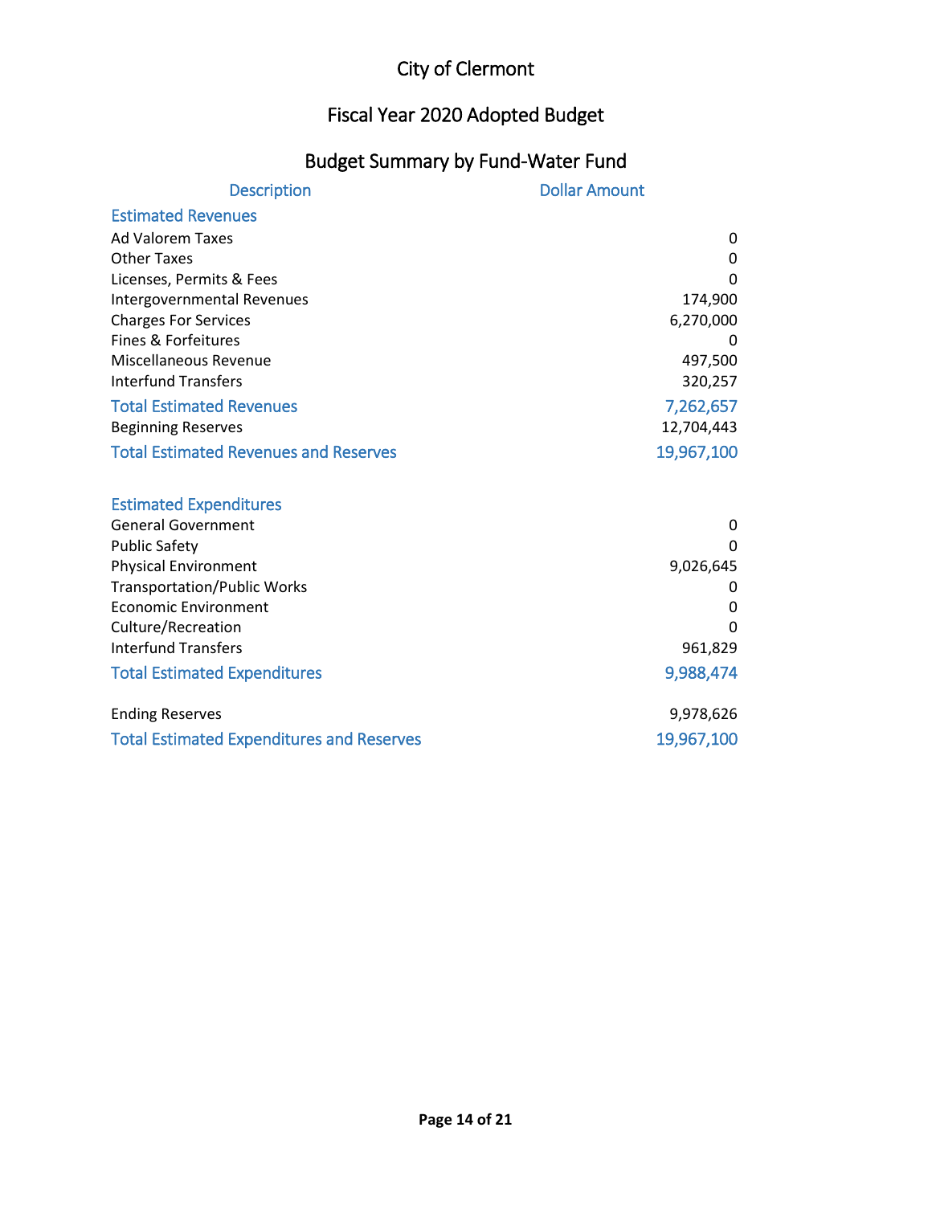# City of Clermont

## Fiscal Year 2020 Adopted Budget

### Budget Summary by Fund-Water Fund

| Description | Dollar Amount |
|---|---|
| **Estimated Revenues** | |
| Ad Valorem Taxes | 0 |
| Other Taxes | 0 |
| Licenses, Permits & Fees | 0 |
| Intergovernmental Revenues | 174,900 |
| Charges For Services | 6,270,000 |
| Fines & Forfeitures | 0 |
| Miscellaneous Revenue | 497,500 |
| Interfund Transfers | 320,257 |
| **Total Estimated Revenues** | **7,262,657** |
| Beginning Reserves | 12,704,443 |
| **Total Estimated Revenues and Reserves** | **19,967,100** |
| | |
| **Estimated Expenditures** | |
| General Government | 0 |
| Public Safety | 0 |
| Physical Environment | 9,026,645 |
| Transportation/Public Works | 0 |
| Economic Environment | 0 |
| Culture/Recreation | 0 |
| Interfund Transfers | 961,829 |
| **Total Estimated Expenditures** | **9,988,474** |
| | |
| Ending Reserves | 9,978,626 |
| **Total Estimated Expenditures and Reserves** | **19,967,100** |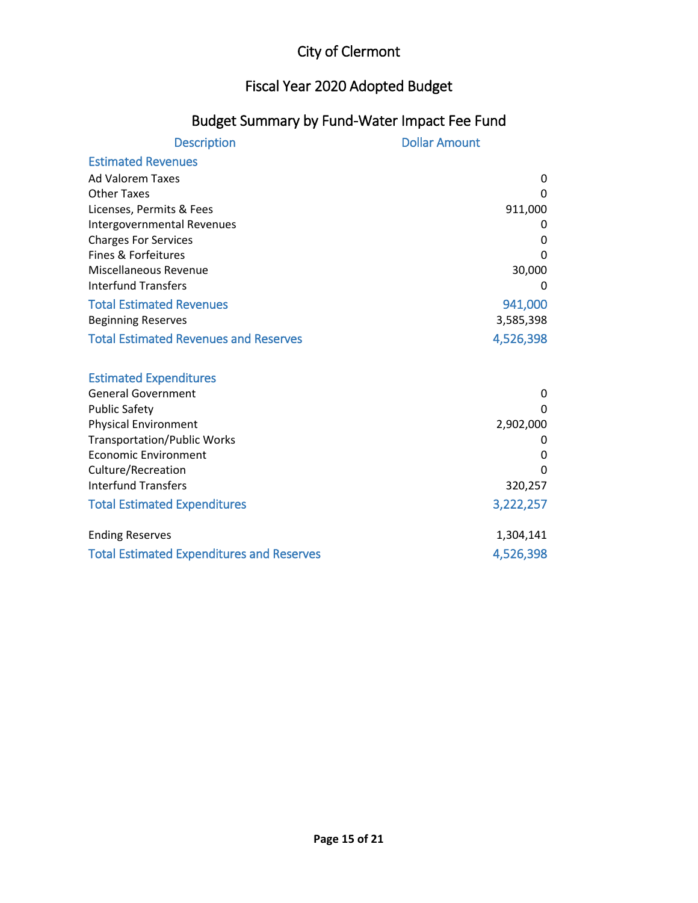# City of Clermont

## Fiscal Year 2020 Adopted Budget

### Budget Summary by Fund-Water Impact Fee Fund

| Description | Dollar Amount |
|---|---|
| **Estimated Revenues** | |
| Ad Valorem Taxes | 0 |
| Other Taxes | 0 |
| Licenses, Permits & Fees | 911,000 |
| Intergovernmental Revenues | 0 |
| Charges For Services | 0 |
| Fines & Forfeitures | 0 |
| Miscellaneous Revenue | 30,000 |
| Interfund Transfers | 0 |
| **Total Estimated Revenues** | **941,000** |
| Beginning Reserves | 3,585,398 |
| **Total Estimated Revenues and Reserves** | **4,526,398** |
| | |
| **Estimated Expenditures** | |
| General Government | 0 |
| Public Safety | 0 |
| Physical Environment | 2,902,000 |
| Transportation/Public Works | 0 |
| Economic Environment | 0 |
| Culture/Recreation | 0 |
| Interfund Transfers | 320,257 |
| **Total Estimated Expenditures** | **3,222,257** |
| | |
| Ending Reserves | 1,304,141 |
| **Total Estimated Expenditures and Reserves** | **4,526,398** |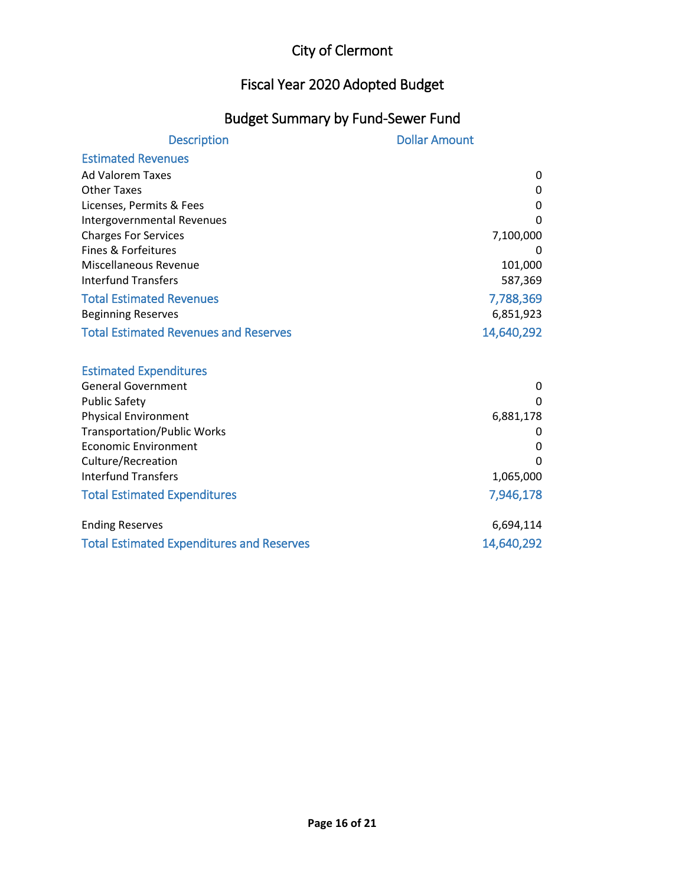# City of Clermont

## Fiscal Year 2020 Adopted Budget

### Budget Summary by Fund-Sewer Fund

| Description | Dollar Amount |
|---|---|
| **Estimated Revenues** | |
| Ad Valorem Taxes | 0 |
| Other Taxes | 0 |
| Licenses, Permits & Fees | 0 |
| Intergovernmental Revenues | 0 |
| Charges For Services | 7,100,000 |
| Fines & Forfeitures | 0 |
| Miscellaneous Revenue | 101,000 |
| Interfund Transfers | 587,369 |
| **Total Estimated Revenues** | **7,788,369** |
| Beginning Reserves | 6,851,923 |
| **Total Estimated Revenues and Reserves** | **14,640,292** |
| | |
| **Estimated Expenditures** | |
| General Government | 0 |
| Public Safety | 0 |
| Physical Environment | 6,881,178 |
| Transportation/Public Works | 0 |
| Economic Environment | 0 |
| Culture/Recreation | 0 |
| Interfund Transfers | 1,065,000 |
| **Total Estimated Expenditures** | **7,946,178** |
| | |
| Ending Reserves | 6,694,114 |
| **Total Estimated Expenditures and Reserves** | **14,640,292** |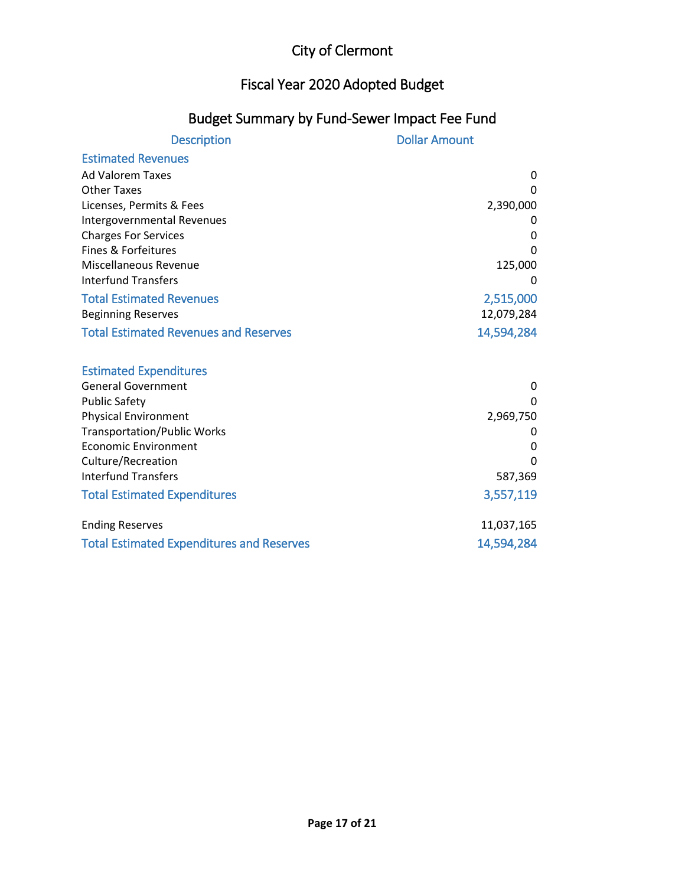# City of Clermont

## Fiscal Year 2020 Adopted Budget

### Budget Summary by Fund-Sewer Impact Fee Fund

| Description | Dollar Amount |
|---|---|
| **Estimated Revenues** | |
| Ad Valorem Taxes | 0 |
| Other Taxes | 0 |
| Licenses, Permits & Fees | 2,390,000 |
| Intergovernmental Revenues | 0 |
| Charges For Services | 0 |
| Fines & Forfeitures | 0 |
| Miscellaneous Revenue | 125,000 |
| Interfund Transfers | 0 |
| **Total Estimated Revenues** | **2,515,000** |
| Beginning Reserves | 12,079,284 |
| **Total Estimated Revenues and Reserves** | **14,594,284** |
| | |
| **Estimated Expenditures** | |
| General Government | 0 |
| Public Safety | 0 |
| Physical Environment | 2,969,750 |
| Transportation/Public Works | 0 |
| Economic Environment | 0 |
| Culture/Recreation | 0 |
| Interfund Transfers | 587,369 |
| **Total Estimated Expenditures** | **3,557,119** |
| | |
| Ending Reserves | 11,037,165 |
| **Total Estimated Expenditures and Reserves** | **14,594,284** |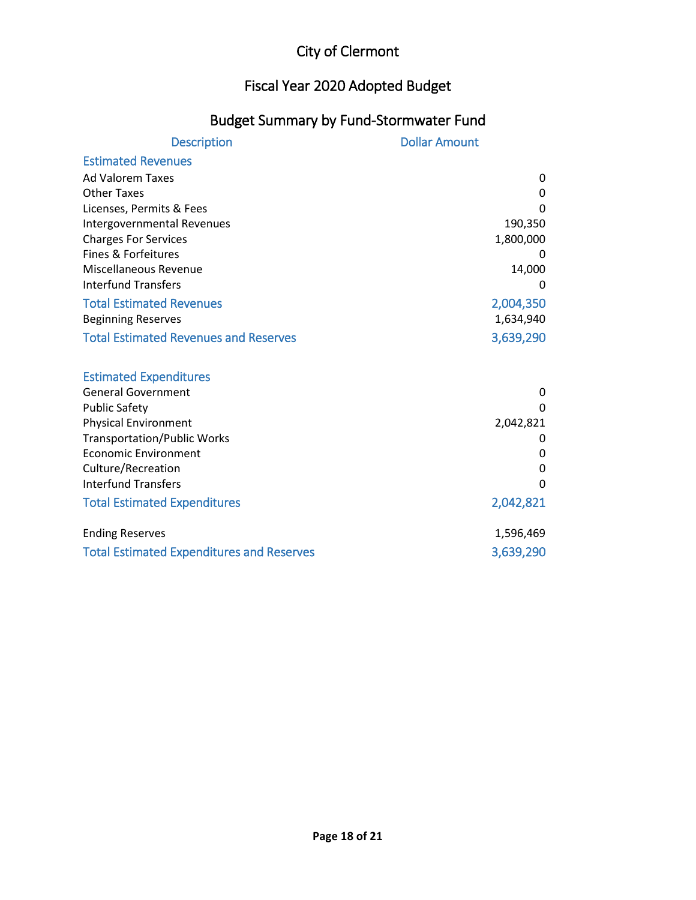# City of Clermont

## Fiscal Year 2020 Adopted Budget

## Budget Summary by Fund-Stormwater Fund

| Description | Dollar Amount |
|---|---|
| **Estimated Revenues** | |
| Ad Valorem Taxes | 0 |
| Other Taxes | 0 |
| Licenses, Permits & Fees | 0 |
| Intergovernmental Revenues | 190,350 |
| Charges For Services | 1,800,000 |
| Fines & Forfeitures | 0 |
| Miscellaneous Revenue | 14,000 |
| Interfund Transfers | 0 |
| **Total Estimated Revenues** | **2,004,350** |
| Beginning Reserves | 1,634,940 |
| **Total Estimated Revenues and Reserves** | **3,639,290** |
| | |
| **Estimated Expenditures** | |
| General Government | 0 |
| Public Safety | 0 |
| Physical Environment | 2,042,821 |
| Transportation/Public Works | 0 |
| Economic Environment | 0 |
| Culture/Recreation | 0 |
| Interfund Transfers | 0 |
| **Total Estimated Expenditures** | **2,042,821** |
| | |
| Ending Reserves | 1,596,469 |
| **Total Estimated Expenditures and Reserves** | **3,639,290** |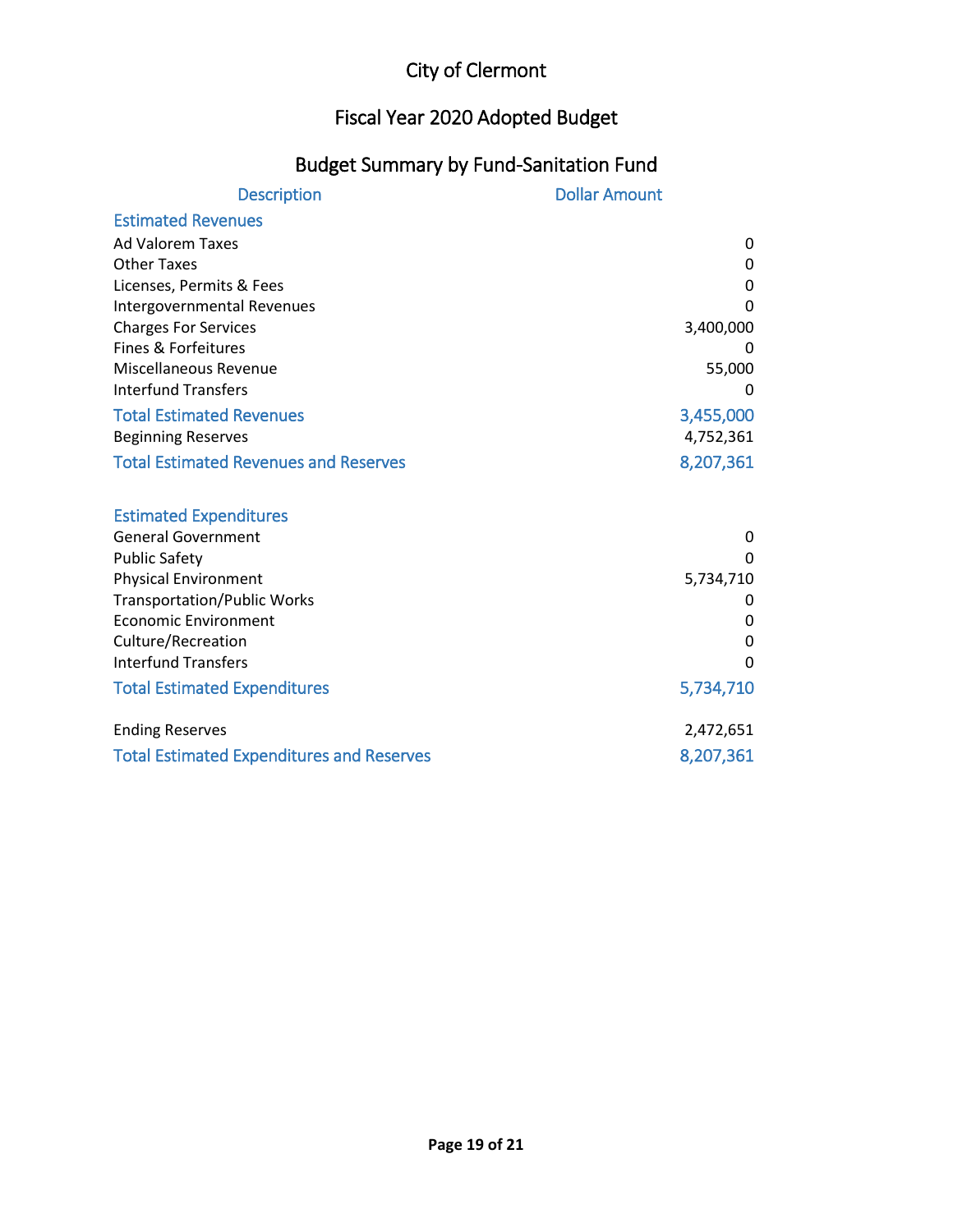# City of Clermont

## Fiscal Year 2020 Adopted Budget

## Budget Summary by Fund-Sanitation Fund

| Description | Dollar Amount |
|---|---|
| **Estimated Revenues** | |
| Ad Valorem Taxes | 0 |
| Other Taxes | 0 |
| Licenses, Permits & Fees | 0 |
| Intergovernmental Revenues | 0 |
| Charges For Services | 3,400,000 |
| Fines & Forfeitures | 0 |
| Miscellaneous Revenue | 55,000 |
| Interfund Transfers | 0 |
| **Total Estimated Revenues** | **3,455,000** |
| Beginning Reserves | 4,752,361 |
| **Total Estimated Revenues and Reserves** | **8,207,361** |
| | |
| **Estimated Expenditures** | |
| General Government | 0 |
| Public Safety | 0 |
| Physical Environment | 5,734,710 |
| Transportation/Public Works | 0 |
| Economic Environment | 0 |
| Culture/Recreation | 0 |
| Interfund Transfers | 0 |
| **Total Estimated Expenditures** | **5,734,710** |
| | |
| Ending Reserves | 2,472,651 |
| **Total Estimated Expenditures and Reserves** | **8,207,361** |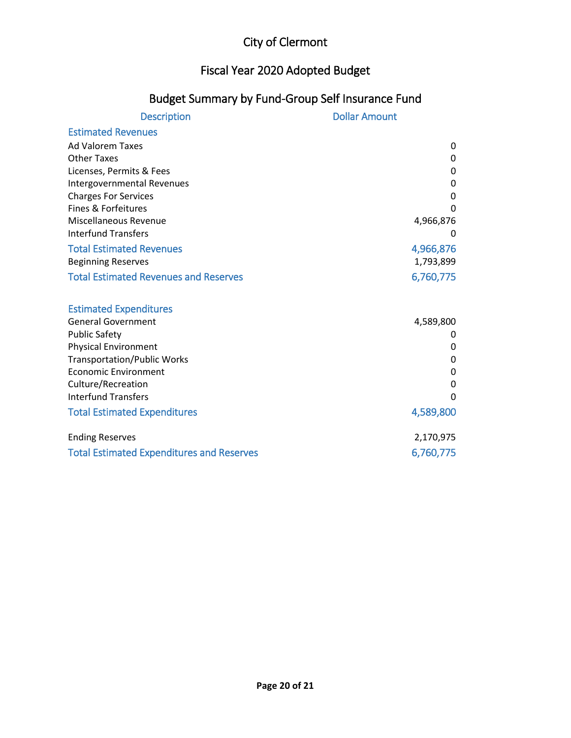# City of Clermont

## Fiscal Year 2020 Adopted Budget

### Budget Summary by Fund-Group Self Insurance Fund

| Description | Dollar Amount |
|---|---|
| **Estimated Revenues** | |
| Ad Valorem Taxes | 0 |
| Other Taxes | 0 |
| Licenses, Permits & Fees | 0 |
| Intergovernmental Revenues | 0 |
| Charges For Services | 0 |
| Fines & Forfeitures | 0 |
| Miscellaneous Revenue | 4,966,876 |
| Interfund Transfers | 0 |
| **Total Estimated Revenues** | **4,966,876** |
| Beginning Reserves | 1,793,899 |
| **Total Estimated Revenues and Reserves** | **6,760,775** |
| | |
| **Estimated Expenditures** | |
| General Government | 4,589,800 |
| Public Safety | 0 |
| Physical Environment | 0 |
| Transportation/Public Works | 0 |
| Economic Environment | 0 |
| Culture/Recreation | 0 |
| Interfund Transfers | 0 |
| **Total Estimated Expenditures** | **4,589,800** |
| | |
| Ending Reserves | 2,170,975 |
| **Total Estimated Expenditures and Reserves** | **6,760,775** |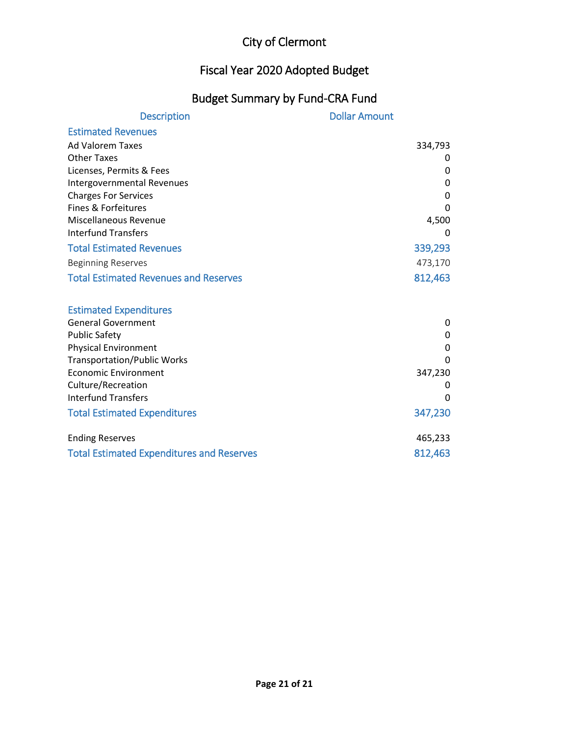# City of Clermont

## Fiscal Year 2020 Adopted Budget

## Budget Summary by Fund-CRA Fund

| Description | Dollar Amount |
|---|---|
| **Estimated Revenues** | |
| Ad Valorem Taxes | 334,793 |
| Other Taxes | 0 |
| Licenses, Permits & Fees | 0 |
| Intergovernmental Revenues | 0 |
| Charges For Services | 0 |
| Fines & Forfeitures | 0 |
| Miscellaneous Revenue | 4,500 |
| Interfund Transfers | 0 |
| **Total Estimated Revenues** | **339,293** |
| Beginning Reserves | 473,170 |
| **Total Estimated Revenues and Reserves** | **812,463** |
| | |
| **Estimated Expenditures** | |
| General Government | 0 |
| Public Safety | 0 |
| Physical Environment | 0 |
| Transportation/Public Works | 0 |
| Economic Environment | 347,230 |
| Culture/Recreation | 0 |
| Interfund Transfers | 0 |
| **Total Estimated Expenditures** | **347,230** |
| | |
| Ending Reserves | 465,233 |
| **Total Estimated Expenditures and Reserves** | **812,463** |